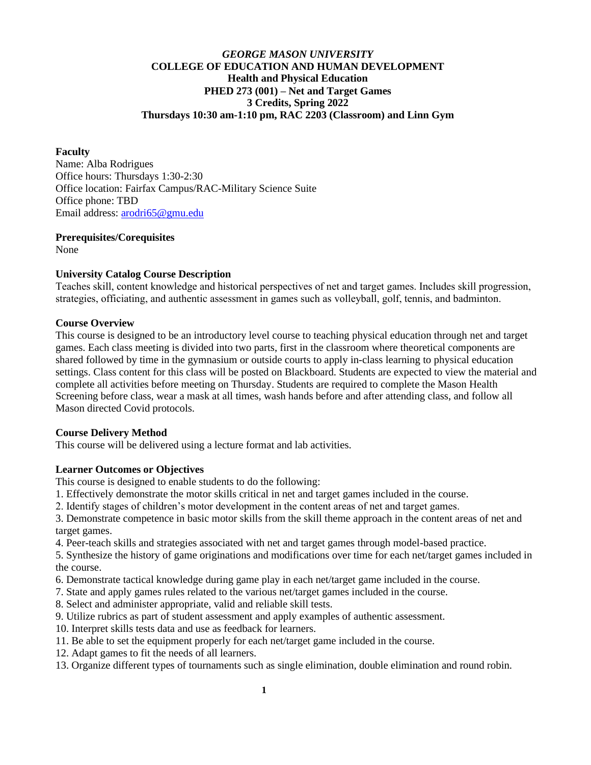# *GEORGE MASON UNIVERSITY*
# COLLEGE OF EDUCATION AND HUMAN DEVELOPMENT
## Health and Physical Education
## PHED 273 (001) – Net and Target Games
## 3 Credits, Spring 2022
## Thursdays 10:30 am-1:10 pm, RAC 2203 (Classroom) and Linn Gym

**Faculty**

Name: Alba Rodrigues
Office hours: Thursdays 1:30-2:30
Office location: Fairfax Campus/RAC-Military Science Suite
Office phone: TBD
Email address: arodri65@gmu.edu

**Prerequisites/Corequisites**

None

**University Catalog Course Description**

Teaches skill, content knowledge and historical perspectives of net and target games. Includes skill progression, strategies, officiating, and authentic assessment in games such as volleyball, golf, tennis, and badminton.

**Course Overview**

This course is designed to be an introductory level course to teaching physical education through net and target games. Each class meeting is divided into two parts, first in the classroom where theoretical components are shared followed by time in the gymnasium or outside courts to apply in-class learning to physical education settings. Class content for this class will be posted on Blackboard. Students are expected to view the material and complete all activities before meeting on Thursday. Students are required to complete the Mason Health Screening before class, wear a mask at all times, wash hands before and after attending class, and follow all Mason directed Covid protocols.

**Course Delivery Method**

This course will be delivered using a lecture format and lab activities.

**Learner Outcomes or Objectives**

This course is designed to enable students to do the following:

1. Effectively demonstrate the motor skills critical in net and target games included in the course.
2. Identify stages of children's motor development in the content areas of net and target games.
3. Demonstrate competence in basic motor skills from the skill theme approach in the content areas of net and target games.
4. Peer-teach skills and strategies associated with net and target games through model-based practice.
5. Synthesize the history of game originations and modifications over time for each net/target games included in the course.
6. Demonstrate tactical knowledge during game play in each net/target game included in the course.
7. State and apply games rules related to the various net/target games included in the course.
8. Select and administer appropriate, valid and reliable skill tests.
9. Utilize rubrics as part of student assessment and apply examples of authentic assessment.
10. Interpret skills tests data and use as feedback for learners.
11. Be able to set the equipment properly for each net/target game included in the course.
12. Adapt games to fit the needs of all learners.
13. Organize different types of tournaments such as single elimination, double elimination and round robin.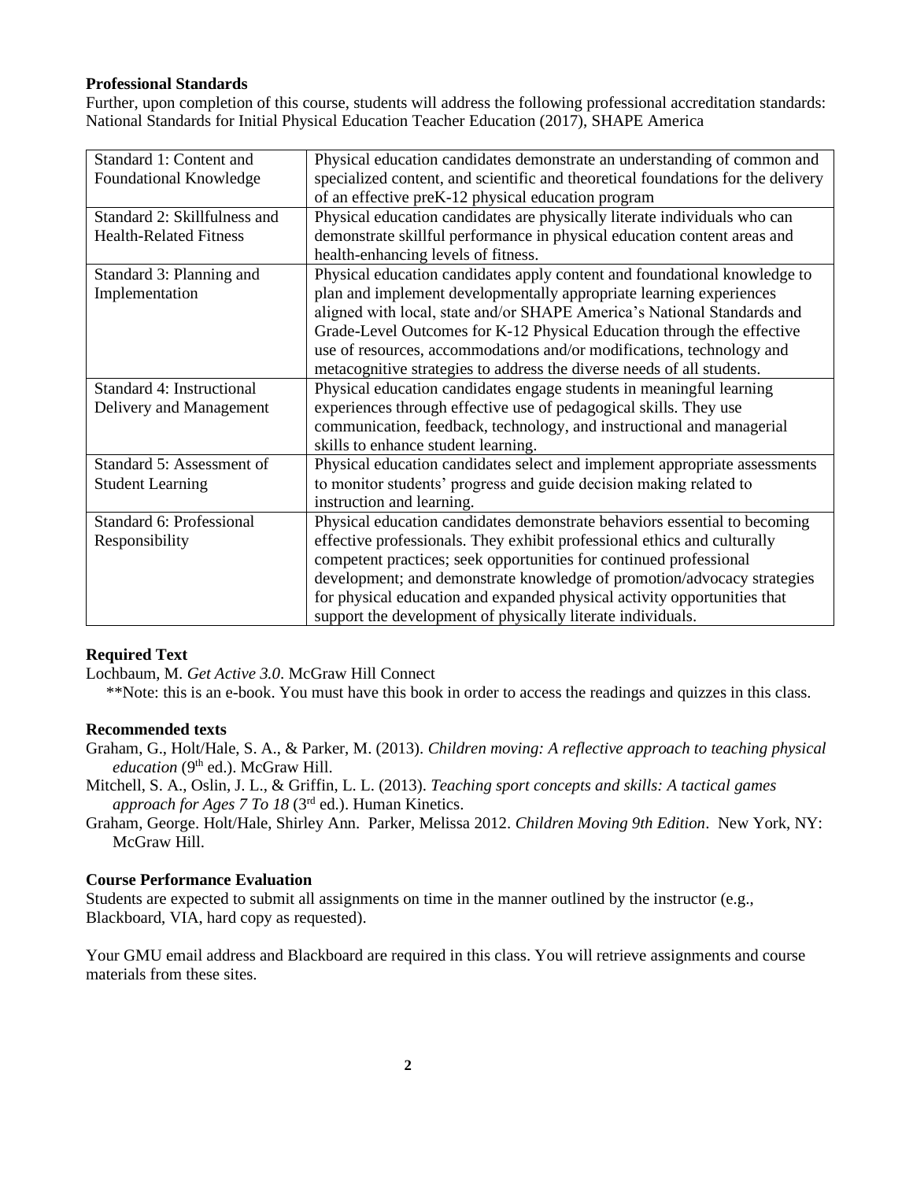**Professional Standards**

Further, upon completion of this course, students will address the following professional accreditation standards: National Standards for Initial Physical Education Teacher Education (2017), SHAPE America

| Standard | Description |
|---|---|
| Standard 1: Content and Foundational Knowledge | Physical education candidates demonstrate an understanding of common and specialized content, and scientific and theoretical foundations for the delivery of an effective preK-12 physical education program |
| Standard 2: Skillfulness and Health-Related Fitness | Physical education candidates are physically literate individuals who can demonstrate skillful performance in physical education content areas and health-enhancing levels of fitness. |
| Standard 3: Planning and Implementation | Physical education candidates apply content and foundational knowledge to plan and implement developmentally appropriate learning experiences aligned with local, state and/or SHAPE America's National Standards and Grade-Level Outcomes for K-12 Physical Education through the effective use of resources, accommodations and/or modifications, technology and metacognitive strategies to address the diverse needs of all students. |
| Standard 4: Instructional Delivery and Management | Physical education candidates engage students in meaningful learning experiences through effective use of pedagogical skills. They use communication, feedback, technology, and instructional and managerial skills to enhance student learning. |
| Standard 5: Assessment of Student Learning | Physical education candidates select and implement appropriate assessments to monitor students' progress and guide decision making related to instruction and learning. |
| Standard 6: Professional Responsibility | Physical education candidates demonstrate behaviors essential to becoming effective professionals. They exhibit professional ethics and culturally competent practices; seek opportunities for continued professional development; and demonstrate knowledge of promotion/advocacy strategies for physical education and expanded physical activity opportunities that support the development of physically literate individuals. |

**Required Text**

Lochbaum, M. *Get Active 3.0*. McGraw Hill Connect

**Note: this is an e-book. You must have this book in order to access the readings and quizzes in this class.

**Recommended texts**

Graham, G., Holt/Hale, S. A., & Parker, M. (2013). *Children moving: A reflective approach to teaching physical education* (9th ed.). McGraw Hill.

Mitchell, S. A., Oslin, J. L., & Griffin, L. L. (2013). *Teaching sport concepts and skills: A tactical games approach for Ages 7 To 18* (3rd ed.). Human Kinetics.

Graham, George. Holt/Hale, Shirley Ann. Parker, Melissa 2012. *Children Moving 9th Edition*. New York, NY: McGraw Hill.

**Course Performance Evaluation**

Students are expected to submit all assignments on time in the manner outlined by the instructor (e.g., Blackboard, VIA, hard copy as requested).

Your GMU email address and Blackboard are required in this class. You will retrieve assignments and course materials from these sites.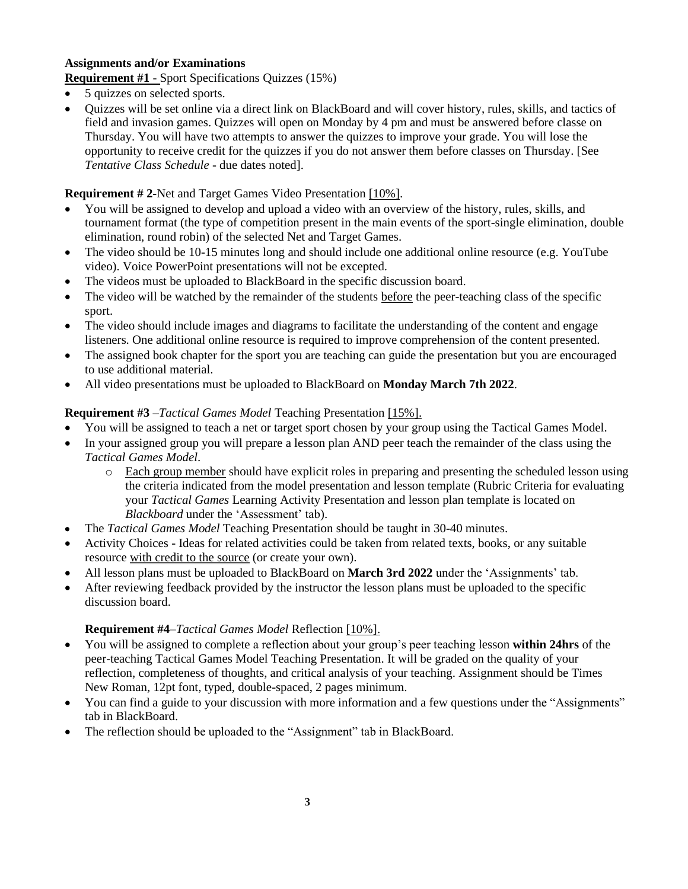**Assignments and/or Examinations**

**Requirement #1** - Sport Specifications Quizzes (15%)

- 5 quizzes on selected sports.
- Quizzes will be set online via a direct link on BlackBoard and will cover history, rules, skills, and tactics of field and invasion games. Quizzes will open on Monday by 4 pm and must be answered before classe on Thursday. You will have two attempts to answer the quizzes to improve your grade. You will lose the opportunity to receive credit for the quizzes if you do not answer them before classes on Thursday. [See *Tentative Class Schedule* - due dates noted].

**Requirement # 2**-Net and Target Games Video Presentation [10%].

- You will be assigned to develop and upload a video with an overview of the history, rules, skills, and tournament format (the type of competition present in the main events of the sport-single elimination, double elimination, round robin) of the selected Net and Target Games.
- The video should be 10-15 minutes long and should include one additional online resource (e.g. YouTube video). Voice PowerPoint presentations will not be excepted.
- The videos must be uploaded to BlackBoard in the specific discussion board.
- The video will be watched by the remainder of the students before the peer-teaching class of the specific sport.
- The video should include images and diagrams to facilitate the understanding of the content and engage listeners. One additional online resource is required to improve comprehension of the content presented.
- The assigned book chapter for the sport you are teaching can guide the presentation but you are encouraged to use additional material.
- All video presentations must be uploaded to BlackBoard on **Monday March 7th 2022**.

**Requirement #3** –*Tactical Games Model* Teaching Presentation [15%].

- You will be assigned to teach a net or target sport chosen by your group using the Tactical Games Model.
- In your assigned group you will prepare a lesson plan AND peer teach the remainder of the class using the *Tactical Games Model*.
  - Each group member should have explicit roles in preparing and presenting the scheduled lesson using the criteria indicated from the model presentation and lesson template (Rubric Criteria for evaluating your *Tactical Games* Learning Activity Presentation and lesson plan template is located on *Blackboard* under the 'Assessment' tab).
- The *Tactical Games Model* Teaching Presentation should be taught in 30-40 minutes.
- Activity Choices - Ideas for related activities could be taken from related texts, books, or any suitable resource with credit to the source (or create your own).
- All lesson plans must be uploaded to BlackBoard on **March 3rd 2022** under the 'Assignments' tab.
- After reviewing feedback provided by the instructor the lesson plans must be uploaded to the specific discussion board.

**Requirement #4**–*Tactical Games Model* Reflection [10%].

- You will be assigned to complete a reflection about your group's peer teaching lesson **within 24hrs** of the peer-teaching Tactical Games Model Teaching Presentation. It will be graded on the quality of your reflection, completeness of thoughts, and critical analysis of your teaching. Assignment should be Times New Roman, 12pt font, typed, double-spaced, 2 pages minimum.
- You can find a guide to your discussion with more information and a few questions under the "Assignments" tab in BlackBoard.
- The reflection should be uploaded to the "Assignment" tab in BlackBoard.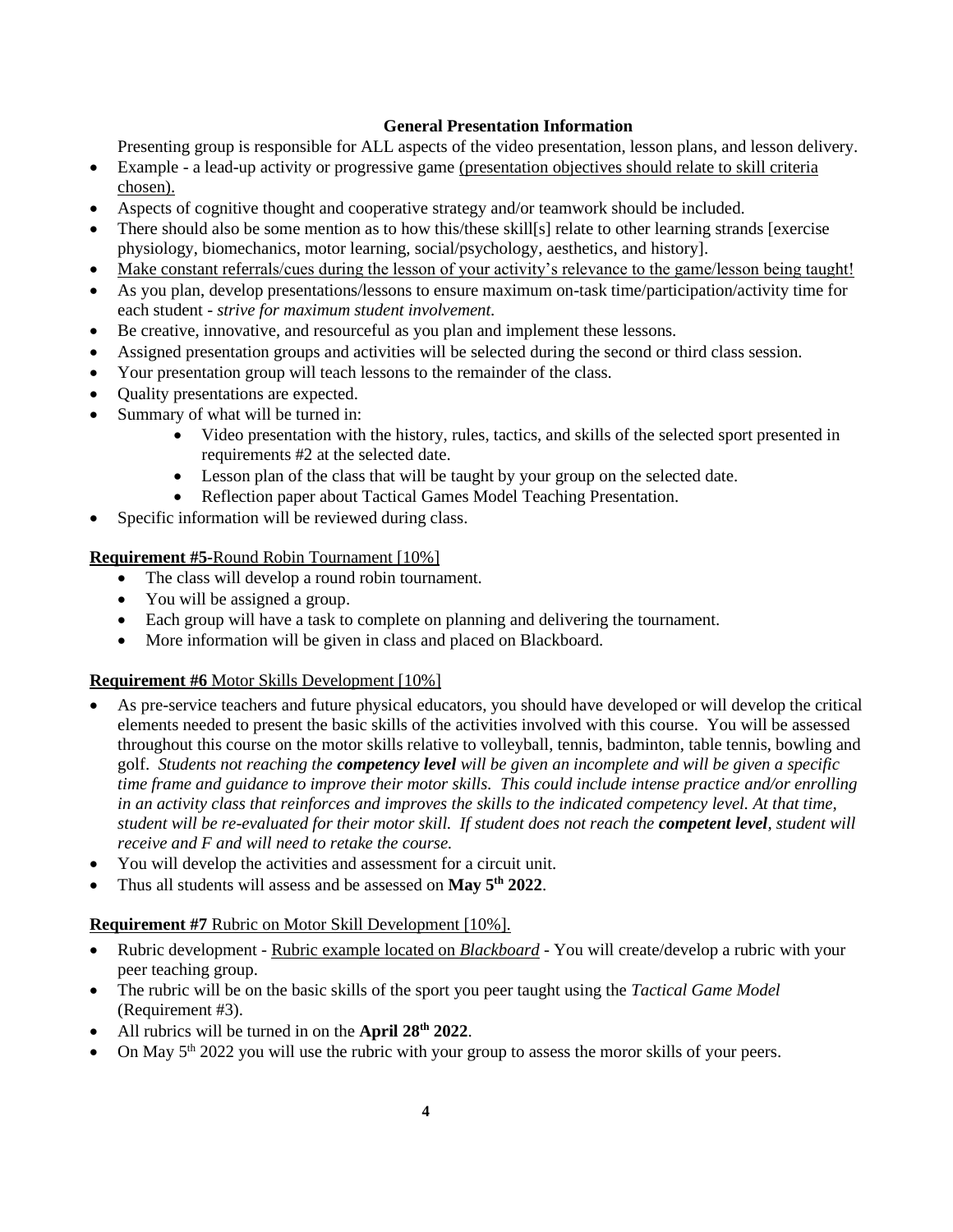**General Presentation Information**

Presenting group is responsible for ALL aspects of the video presentation, lesson plans, and lesson delivery.

- Example - a lead-up activity or progressive game <u>(presentation objectives should relate to skill criteria chosen).</u>
- Aspects of cognitive thought and cooperative strategy and/or teamwork should be included.
- There should also be some mention as to how this/these skill[s] relate to other learning strands [exercise physiology, biomechanics, motor learning, social/psychology, aesthetics, and history].
- <u>Make constant referrals/cues during the lesson of your activity's relevance to the game/lesson being taught!</u>
- As you plan, develop presentations/lessons to ensure maximum on-task time/participation/activity time for each student - *strive for maximum student involvement.*
- Be creative, innovative, and resourceful as you plan and implement these lessons.
- Assigned presentation groups and activities will be selected during the second or third class session.
- Your presentation group will teach lessons to the remainder of the class.
- Quality presentations are expected.
- Summary of what will be turned in:
  - Video presentation with the history, rules, tactics, and skills of the selected sport presented in requirements #2 at the selected date.
  - Lesson plan of the class that will be taught by your group on the selected date.
  - Reflection paper about Tactical Games Model Teaching Presentation.
- Specific information will be reviewed during class.

<u>**Requirement #5**-Round Robin Tournament [10%]</u>

- The class will develop a round robin tournament.
- You will be assigned a group.
- Each group will have a task to complete on planning and delivering the tournament.
- More information will be given in class and placed on Blackboard.

<u>**Requirement #6** Motor Skills Development [10%]</u>

- As pre-service teachers and future physical educators, you should have developed or will develop the critical elements needed to present the basic skills of the activities involved with this course. You will be assessed throughout this course on the motor skills relative to volleyball, tennis, badminton, table tennis, bowling and golf. *Students not reaching the **competency level** will be given an incomplete and will be given a specific time frame and guidance to improve their motor skills. This could include intense practice and/or enrolling in an activity class that reinforces and improves the skills to the indicated competency level. At that time, student will be re-evaluated for their motor skill. If student does not reach the **competent level**, student will receive and F and will need to retake the course.*
- You will develop the activities and assessment for a circuit unit.
- Thus all students will assess and be assessed on **May 5th 2022**.

<u>**Requirement #7** Rubric on Motor Skill Development [10%].</u>

- Rubric development - <u>Rubric example located on *Blackboard*</u> - You will create/develop a rubric with your peer teaching group.
- The rubric will be on the basic skills of the sport you peer taught using the *Tactical Game Model* (Requirement #3).
- All rubrics will be turned in on the **April 28th 2022**.
- On May 5th 2022 you will use the rubric with your group to assess the moror skills of your peers.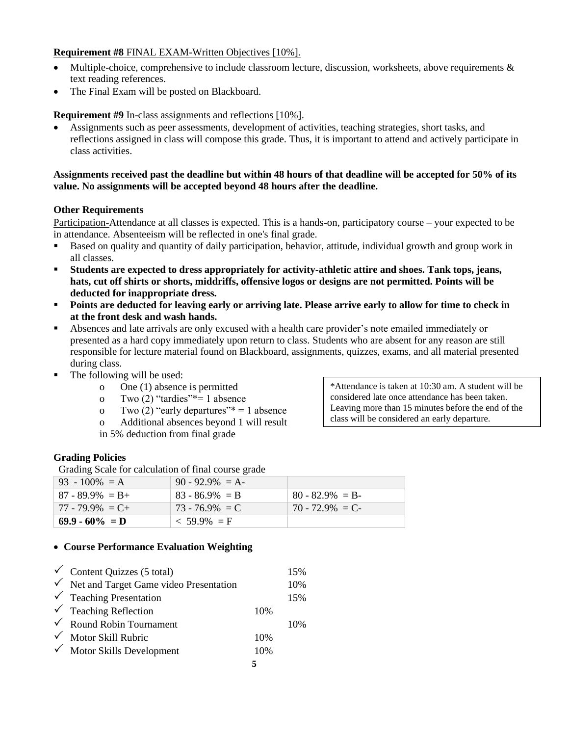**Requirement #8** FINAL EXAM-Written Objectives [10%].

- Multiple-choice, comprehensive to include classroom lecture, discussion, worksheets, above requirements & text reading references.
- The Final Exam will be posted on Blackboard.

**Requirement #9** In-class assignments and reflections [10%].

- Assignments such as peer assessments, development of activities, teaching strategies, short tasks, and reflections assigned in class will compose this grade. Thus, it is important to attend and actively participate in class activities.

**Assignments received past the deadline but within 48 hours of that deadline will be accepted for 50% of its value. No assignments will be accepted beyond 48 hours after the deadline.**

**Other Requirements**

Participation-Attendance at all classes is expected. This is a hands-on, participatory course – your expected to be in attendance. Absenteeism will be reflected in one's final grade.

- Based on quality and quantity of daily participation, behavior, attitude, individual growth and group work in all classes.
- **Students are expected to dress appropriately for activity-athletic attire and shoes. Tank tops, jeans, hats, cut off shirts or shorts, middriffs, offensive logos or designs are not permitted. Points will be deducted for inappropriate dress.**
- **Points are deducted for leaving early or arriving late. Please arrive early to allow for time to check in at the front desk and wash hands.**
- Absences and late arrivals are only excused with a health care provider's note emailed immediately or presented as a hard copy immediately upon return to class. Students who are absent for any reason are still responsible for lecture material found on Blackboard, assignments, quizzes, exams, and all material presented during class.
- The following will be used:
  - One (1) absence is permitted
  - Two (2) "tardies"*= 1 absence
  - Two (2) "early departures"* = 1 absence
  - Additional absences beyond 1 will result in 5% deduction from final grade

*Attendance is taken at 10:30 am. A student will be considered late once attendance has been taken. Leaving more than 15 minutes before the end of the class will be considered an early departure.

**Grading Policies**

Grading Scale for calculation of final course grade

| | | |
|---|---|---|
| 93 - 100% = A | 90 - 92.9% = A- | |
| 87 - 89.9% = B+ | 83 - 86.9% = B | 80 - 82.9% = B- |
| 77 - 79.9% = C+ | 73 - 76.9% = C | 70 - 72.9% = C- |
| **69.9 - 60% = D** | < 59.9% = F | |

- **Course Performance Evaluation Weighting**

✓ Content Quizzes (5 total) 15%
✓ Net and Target Game video Presentation 10%
✓ Teaching Presentation 15%
✓ Teaching Reflection 10%
✓ Round Robin Tournament 10%
✓ Motor Skill Rubric 10%
✓ Motor Skills Development 10%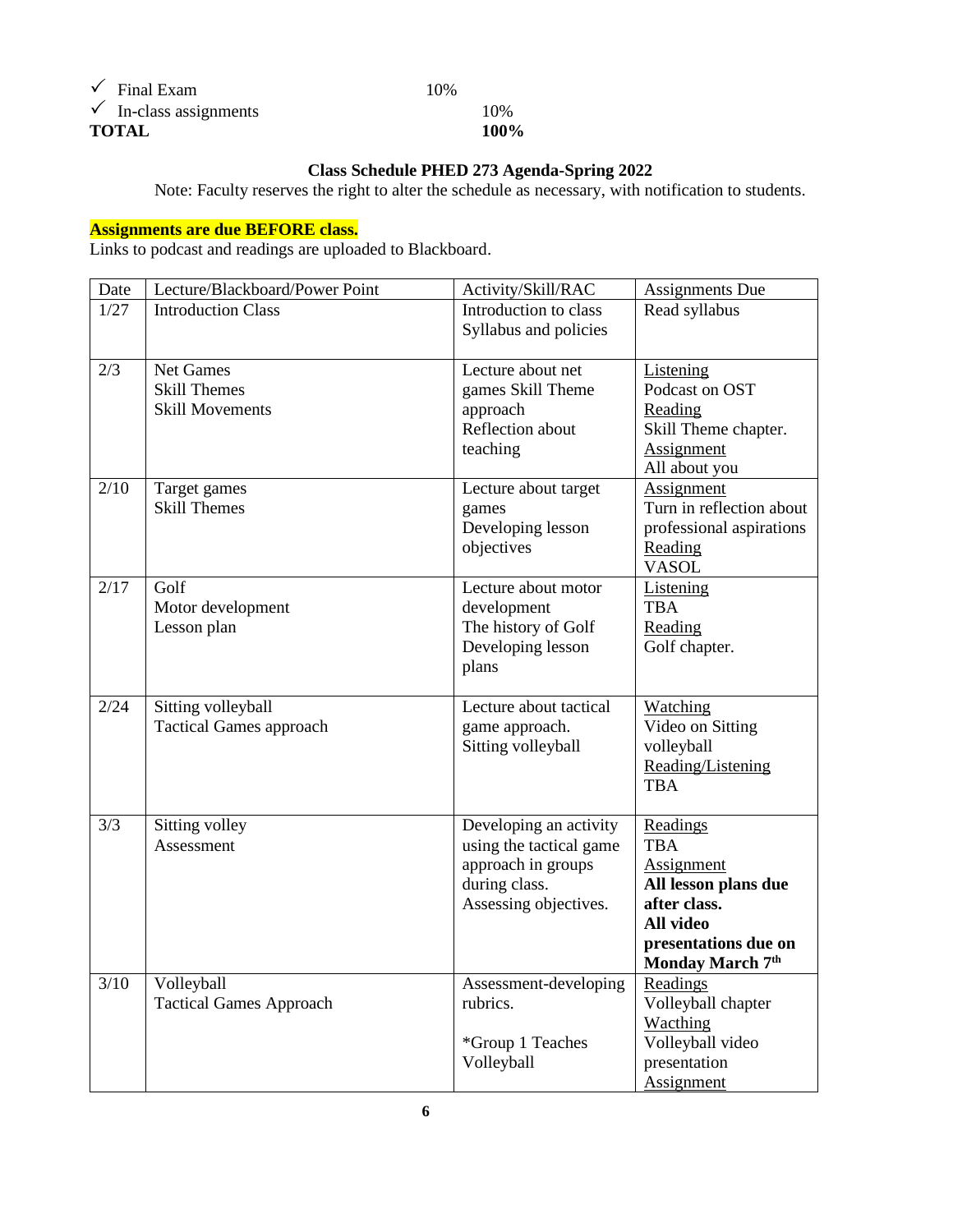- ✓ Final Exam 10%
- ✓ In-class assignments 10%

**TOTAL** **100%**

**Class Schedule PHED 273 Agenda-Spring 2022**

Note: Faculty reserves the right to alter the schedule as necessary, with notification to students.

**Assignments are due BEFORE class.**

Links to podcast and readings are uploaded to Blackboard.

| Date | Lecture/Blackboard/Power Point | Activity/Skill/RAC | Assignments Due |
|---|---|---|---|
| 1/27 | Introduction Class | Introduction to class Syllabus and policies | Read syllabus |
| 2/3 | Net Games<br>Skill Themes<br>Skill Movements | Lecture about net games Skill Theme approach<br>Reflection about teaching | Listening<br>Podcast on OST<br>Reading<br>Skill Theme chapter.<br>Assignment<br>All about you |
| 2/10 | Target games<br>Skill Themes | Lecture about target games<br>Developing lesson objectives | Assignment<br>Turn in reflection about professional aspirations<br>Reading<br>VASOL |
| 2/17 | Golf<br>Motor development<br>Lesson plan | Lecture about motor development<br>The history of Golf<br>Developing lesson plans | Listening<br>TBA<br>Reading<br>Golf chapter. |
| 2/24 | Sitting volleyball<br>Tactical Games approach | Lecture about tactical game approach.<br>Sitting volleyball | Watching<br>Video on Sitting volleyball<br>Reading/Listening<br>TBA |
| 3/3 | Sitting volley<br>Assessment | Developing an activity using the tactical game approach in groups during class.<br>Assessing objectives. | Readings<br>TBA<br>Assignment<br>**All lesson plans due after class.**<br>**All video presentations due on Monday March 7th** |
| 3/10 | Volleyball<br>Tactical Games Approach | Assessment-developing rubrics.<br><br>*Group 1 Teaches Volleyball | Readings<br>Volleyball chapter<br>Wacthing<br>Volleyball video presentation<br>Assignment |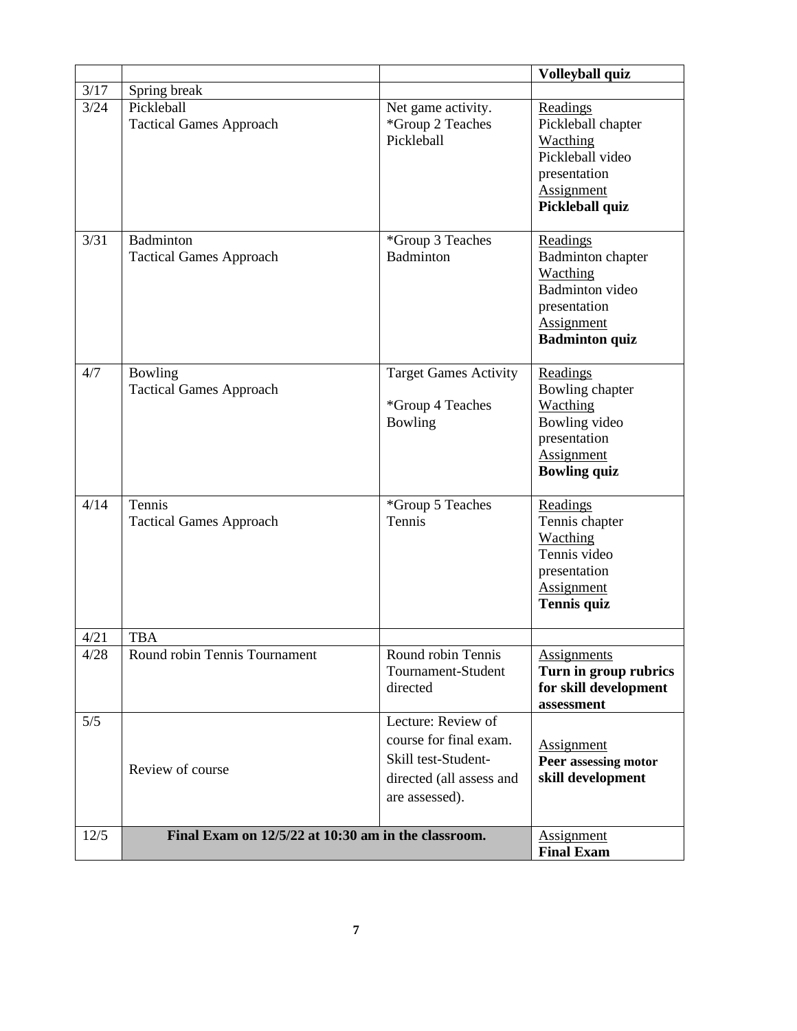| | | | **Volleyball quiz** |
|---|---|---|---|
| 3/17 | Spring break | | |
| 3/24 | Pickleball<br>Tactical Games Approach | Net game activity.<br>*Group 2 Teaches Pickleball | Readings<br>Pickleball chapter<br>Wacthing<br>Pickleball video presentation<br>Assignment<br>**Pickleball quiz** |
| 3/31 | Badminton<br>Tactical Games Approach | *Group 3 Teaches Badminton | Readings<br>Badminton chapter<br>Wacthing<br>Badminton video presentation<br>Assignment<br>**Badminton quiz** |
| 4/7 | Bowling<br>Tactical Games Approach | Target Games Activity<br>*Group 4 Teaches Bowling | Readings<br>Bowling chapter<br>Wacthing<br>Bowling video presentation<br>Assignment<br>**Bowling quiz** |
| 4/14 | Tennis<br>Tactical Games Approach | *Group 5 Teaches Tennis | Readings<br>Tennis chapter<br>Wacthing<br>Tennis video presentation<br>Assignment<br>**Tennis quiz** |
| 4/21 | TBA | | |
| 4/28 | Round robin Tennis Tournament | Round robin Tennis Tournament-Student directed | Assignments<br>**Turn in group rubrics for skill development assessment** |
| 5/5 | Review of course | Lecture: Review of course for final exam.<br>Skill test-Student-directed (all assess and are assessed). | Assignment<br>**Peer assessing motor skill development** |
| 12/5 | **Final Exam on 12/5/22 at 10:30 am in the classroom.** | | Assignment<br>**Final Exam** |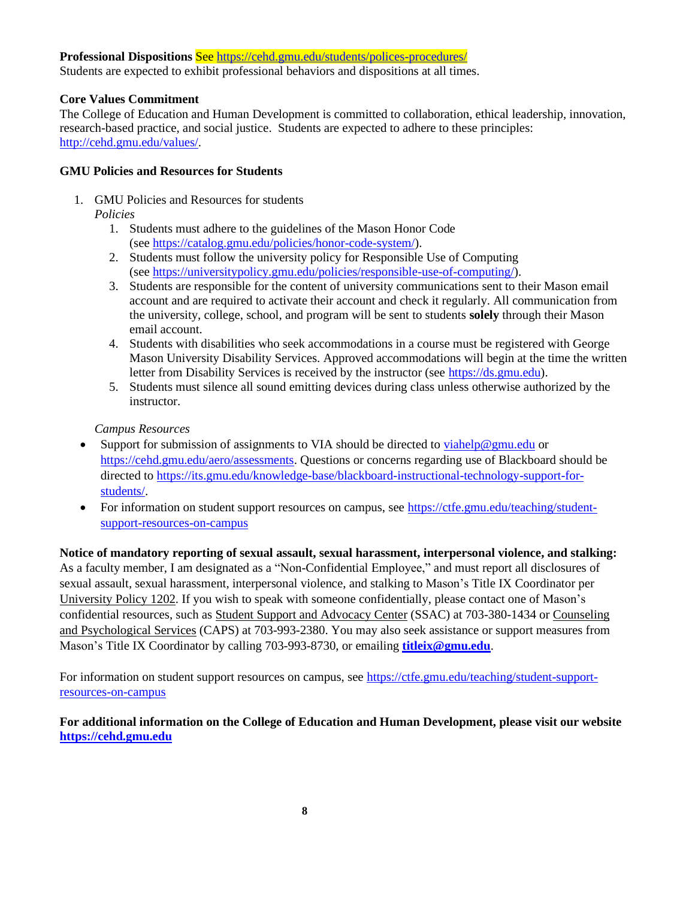**Professional Dispositions** See https://cehd.gmu.edu/students/polices-procedures/
Students are expected to exhibit professional behaviors and dispositions at all times.

**Core Values Commitment**
The College of Education and Human Development is committed to collaboration, ethical leadership, innovation, research-based practice, and social justice. Students are expected to adhere to these principles: http://cehd.gmu.edu/values/.

**GMU Policies and Resources for Students**

1. GMU Policies and Resources for students
   *Policies*
   1. Students must adhere to the guidelines of the Mason Honor Code (see https://catalog.gmu.edu/policies/honor-code-system/).
   2. Students must follow the university policy for Responsible Use of Computing (see https://universitypolicy.gmu.edu/policies/responsible-use-of-computing/).
   3. Students are responsible for the content of university communications sent to their Mason email account and are required to activate their account and check it regularly. All communication from the university, college, school, and program will be sent to students **solely** through their Mason email account.
   4. Students with disabilities who seek accommodations in a course must be registered with George Mason University Disability Services. Approved accommodations will begin at the time the written letter from Disability Services is received by the instructor (see https://ds.gmu.edu).
   5. Students must silence all sound emitting devices during class unless otherwise authorized by the instructor.

   *Campus Resources*
   - Support for submission of assignments to VIA should be directed to viahelp@gmu.edu or https://cehd.gmu.edu/aero/assessments. Questions or concerns regarding use of Blackboard should be directed to https://its.gmu.edu/knowledge-base/blackboard-instructional-technology-support-for-students/.
   - For information on student support resources on campus, see https://ctfe.gmu.edu/teaching/student-support-resources-on-campus

**Notice of mandatory reporting of sexual assault, sexual harassment, interpersonal violence, and stalking:** As a faculty member, I am designated as a "Non-Confidential Employee," and must report all disclosures of sexual assault, sexual harassment, interpersonal violence, and stalking to Mason's Title IX Coordinator per University Policy 1202. If you wish to speak with someone confidentially, please contact one of Mason's confidential resources, such as Student Support and Advocacy Center (SSAC) at 703-380-1434 or Counseling and Psychological Services (CAPS) at 703-993-2380. You may also seek assistance or support measures from Mason's Title IX Coordinator by calling 703-993-8730, or emailing **titleix@gmu.edu**.

For information on student support resources on campus, see https://ctfe.gmu.edu/teaching/student-support-resources-on-campus

**For additional information on the College of Education and Human Development, please visit our website https://cehd.gmu.edu**